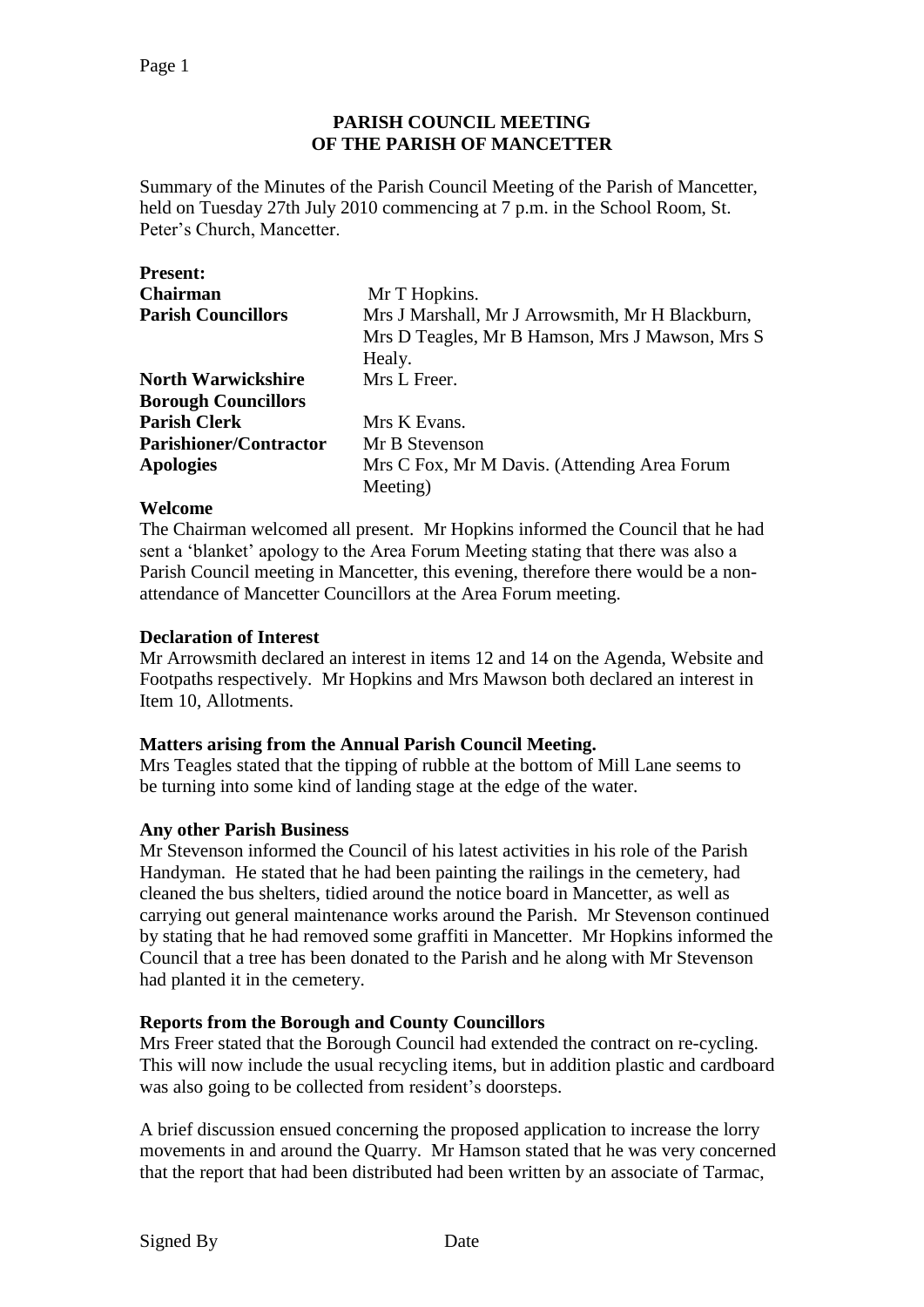# PARISH COUNCIL MEETING
# OF THE PARISH OF MANCETTER

Summary of the Minutes of the Parish Council Meeting of the Parish of Mancetter, held on Tuesday 27th July 2010 commencing at 7 p.m. in the School Room, St. Peter's Church, Mancetter.

| **Present:** | |
|---|---|
| **Chairman** | Mr T Hopkins. |
| **Parish Councillors** | Mrs J Marshall, Mr J Arrowsmith, Mr H Blackburn, Mrs D Teagles, Mr B Hamson, Mrs J Mawson, Mrs S Healy. |
| **North Warwickshire Borough Councillors** | Mrs L Freer. |
| **Parish Clerk** | Mrs K Evans. |
| **Parishioner/Contractor** | Mr B Stevenson |
| **Apologies** | Mrs C Fox, Mr M Davis. (Attending Area Forum Meeting) |

**Welcome**

The Chairman welcomed all present. Mr Hopkins informed the Council that he had sent a 'blanket' apology to the Area Forum Meeting stating that there was also a Parish Council meeting in Mancetter, this evening, therefore there would be a non-attendance of Mancetter Councillors at the Area Forum meeting.

**Declaration of Interest**

Mr Arrowsmith declared an interest in items 12 and 14 on the Agenda, Website and Footpaths respectively. Mr Hopkins and Mrs Mawson both declared an interest in Item 10, Allotments.

**Matters arising from the Annual Parish Council Meeting.**

Mrs Teagles stated that the tipping of rubble at the bottom of Mill Lane seems to be turning into some kind of landing stage at the edge of the water.

**Any other Parish Business**

Mr Stevenson informed the Council of his latest activities in his role of the Parish Handyman. He stated that he had been painting the railings in the cemetery, had cleaned the bus shelters, tidied around the notice board in Mancetter, as well as carrying out general maintenance works around the Parish. Mr Stevenson continued by stating that he had removed some graffiti in Mancetter. Mr Hopkins informed the Council that a tree has been donated to the Parish and he along with Mr Stevenson had planted it in the cemetery.

**Reports from the Borough and County Councillors**

Mrs Freer stated that the Borough Council had extended the contract on re-cycling. This will now include the usual recycling items, but in addition plastic and cardboard was also going to be collected from resident's doorsteps.

A brief discussion ensued concerning the proposed application to increase the lorry movements in and around the Quarry. Mr Hamson stated that he was very concerned that the report that had been distributed had been written by an associate of Tarmac,

Signed By Date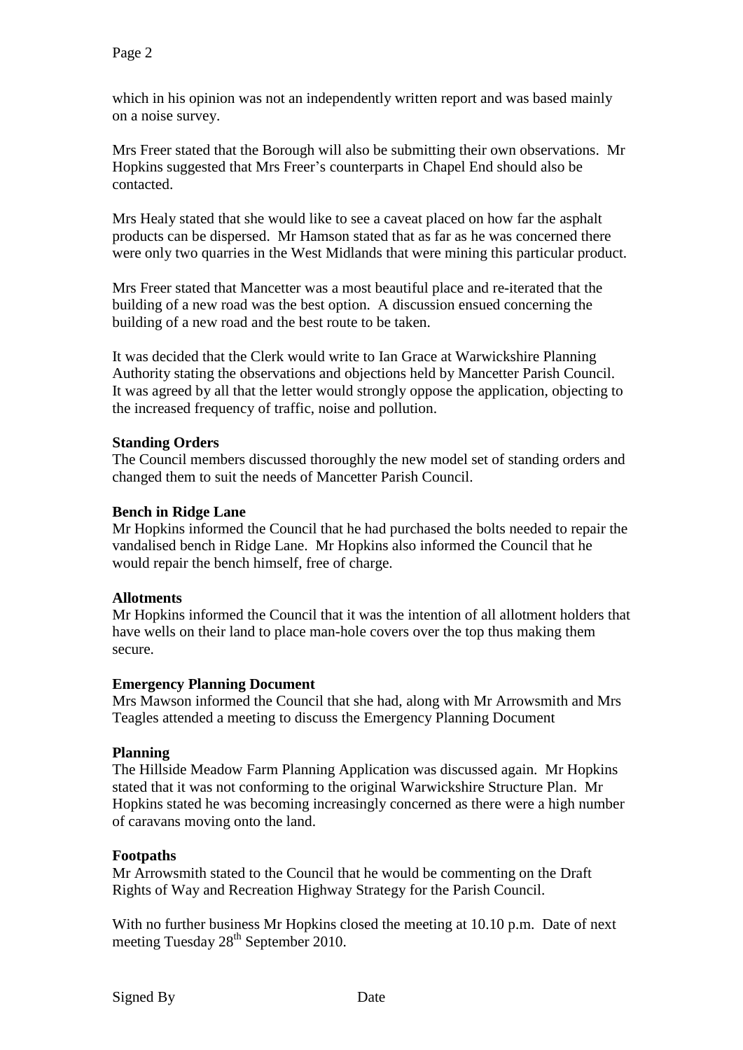which in his opinion was not an independently written report and was based mainly on a noise survey.

Mrs Freer stated that the Borough will also be submitting their own observations. Mr Hopkins suggested that Mrs Freer's counterparts in Chapel End should also be contacted.

Mrs Healy stated that she would like to see a caveat placed on how far the asphalt products can be dispersed. Mr Hamson stated that as far as he was concerned there were only two quarries in the West Midlands that were mining this particular product.

Mrs Freer stated that Mancetter was a most beautiful place and re-iterated that the building of a new road was the best option. A discussion ensued concerning the building of a new road and the best route to be taken.

It was decided that the Clerk would write to Ian Grace at Warwickshire Planning Authority stating the observations and objections held by Mancetter Parish Council. It was agreed by all that the letter would strongly oppose the application, objecting to the increased frequency of traffic, noise and pollution.

**Standing Orders**
The Council members discussed thoroughly the new model set of standing orders and changed them to suit the needs of Mancetter Parish Council.

**Bench in Ridge Lane**
Mr Hopkins informed the Council that he had purchased the bolts needed to repair the vandalised bench in Ridge Lane. Mr Hopkins also informed the Council that he would repair the bench himself, free of charge.

**Allotments**
Mr Hopkins informed the Council that it was the intention of all allotment holders that have wells on their land to place man-hole covers over the top thus making them secure.

**Emergency Planning Document**
Mrs Mawson informed the Council that she had, along with Mr Arrowsmith and Mrs Teagles attended a meeting to discuss the Emergency Planning Document

**Planning**
The Hillside Meadow Farm Planning Application was discussed again. Mr Hopkins stated that it was not conforming to the original Warwickshire Structure Plan. Mr Hopkins stated he was becoming increasingly concerned as there were a high number of caravans moving onto the land.

**Footpaths**
Mr Arrowsmith stated to the Council that he would be commenting on the Draft Rights of Way and Recreation Highway Strategy for the Parish Council.

With no further business Mr Hopkins closed the meeting at 10.10 p.m. Date of next meeting Tuesday 28th September 2010.

Signed By Date